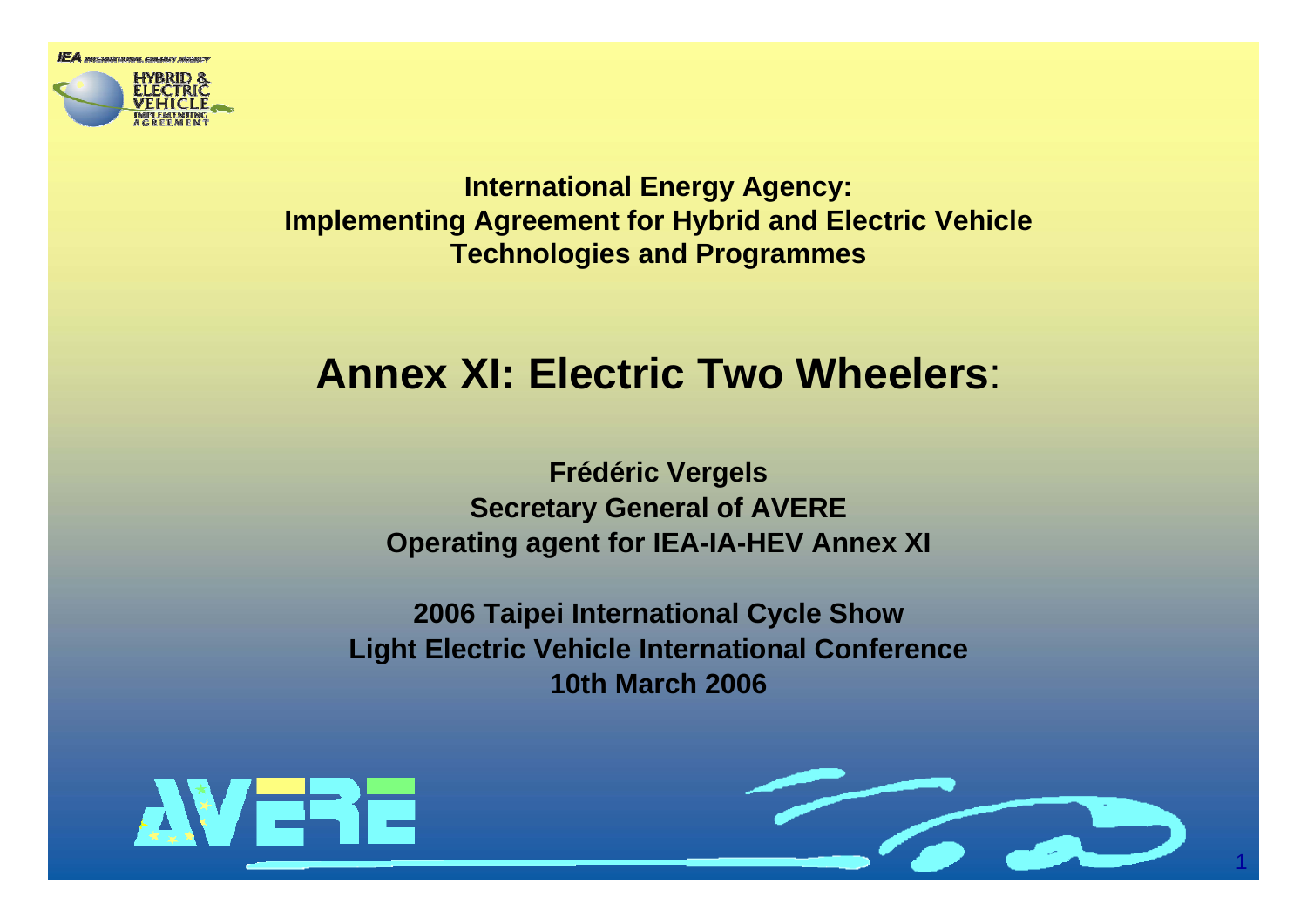**International Energy Agency:**
**Implementing Agreement for Hybrid and Electric Vehicle Technologies and Programmes**

# Annex XI: Electric Two Wheelers:

**Frédéric Vergels**
**Secretary General of AVERE**
**Operating agent for IEA-IA-HEV Annex XI**

**2006 Taipei International Cycle Show**
**Light Electric Vehicle International Conference**
**10th March 2006**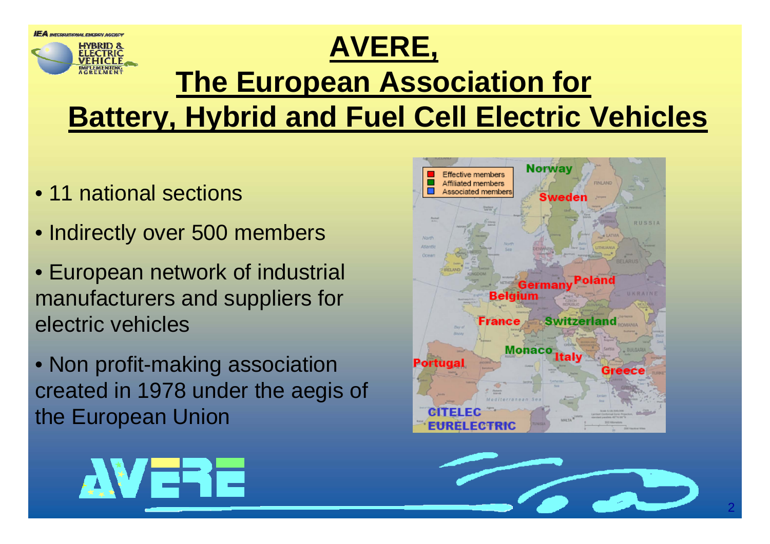# AVERE, The European Association for Battery, Hybrid and Fuel Cell Electric Vehicles

- 11 national sections
- Indirectly over 500 members
- European network of industrial manufacturers and suppliers for electric vehicles
- Non profit-making association created in 1978 under the aegis of the European Union

Effective members
Affiliated members
Associated members

Norway
Sweden
Germany
Poland
Belgium
France
Switzerland
Monaco
Italy
Portugal
Greece
CITELEC
EURELECTRIC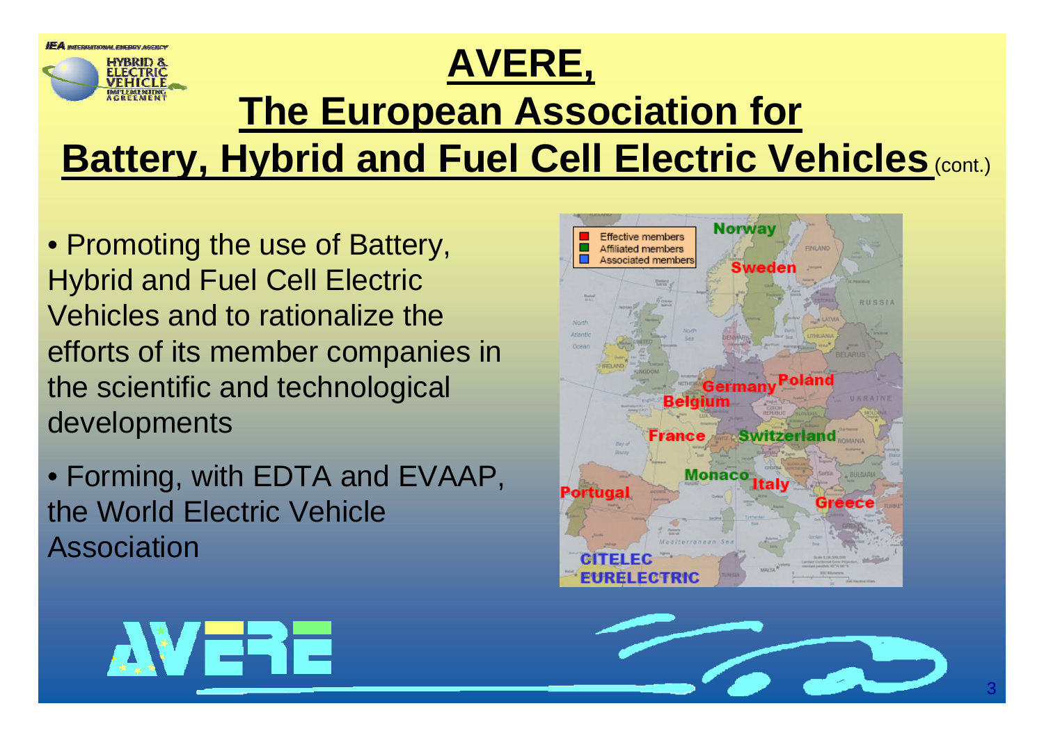# AVERE, The European Association for Battery, Hybrid and Fuel Cell Electric Vehicles (cont.)

- Promoting the use of Battery, Hybrid and Fuel Cell Electric Vehicles and to rationalize the efforts of its member companies in the scientific and technological developments
- Forming, with EDTA and EVAAP, the World Electric Vehicle Association

Effective members
Affiliated members
Associated members

Norway, Sweden, Germany, Poland, Belgium, France, Switzerland, Monaco, Italy, Portugal, Greece

CITELEC
EURELECTRIC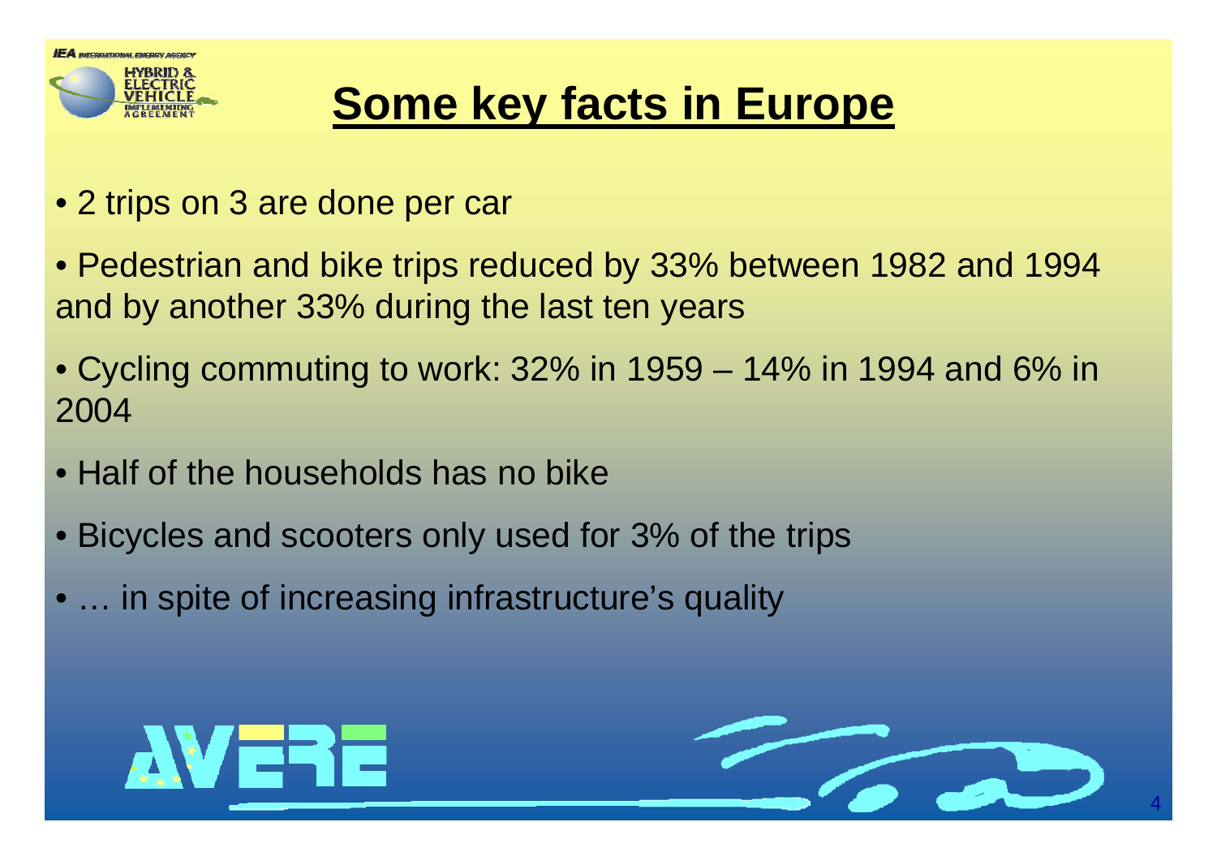# Some key facts in Europe

- 2 trips on 3 are done per car
- Pedestrian and bike trips reduced by 33% between 1982 and 1994 and by another 33% during the last ten years
- Cycling commuting to work: 32% in 1959 – 14% in 1994 and 6% in 2004
- Half of the households has no bike
- Bicycles and scooters only used for 3% of the trips
- … in spite of increasing infrastructure's quality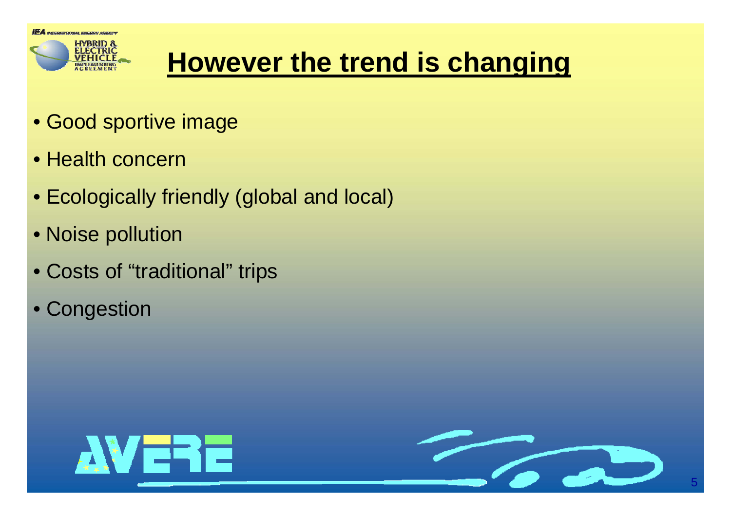# However the trend is changing

- Good sportive image
- Health concern
- Ecologically friendly (global and local)
- Noise pollution
- Costs of “traditional” trips
- Congestion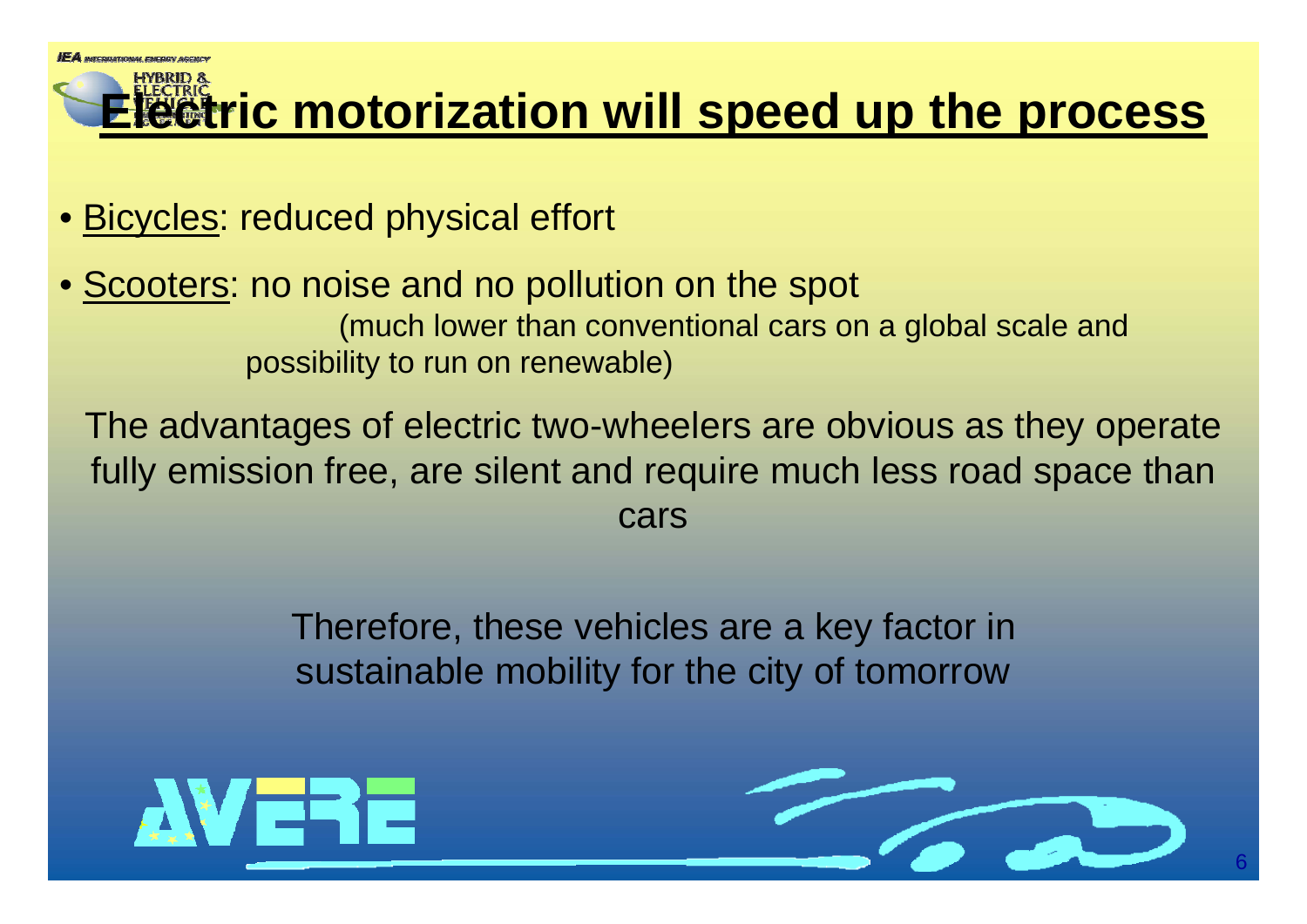# Electric motorization will speed up the process

- Bicycles: reduced physical effort
- Scooters: no noise and no pollution on the spot
  (much lower than conventional cars on a global scale and possibility to run on renewable)

The advantages of electric two-wheelers are obvious as they operate fully emission free, are silent and require much less road space than cars

Therefore, these vehicles are a key factor in sustainable mobility for the city of tomorrow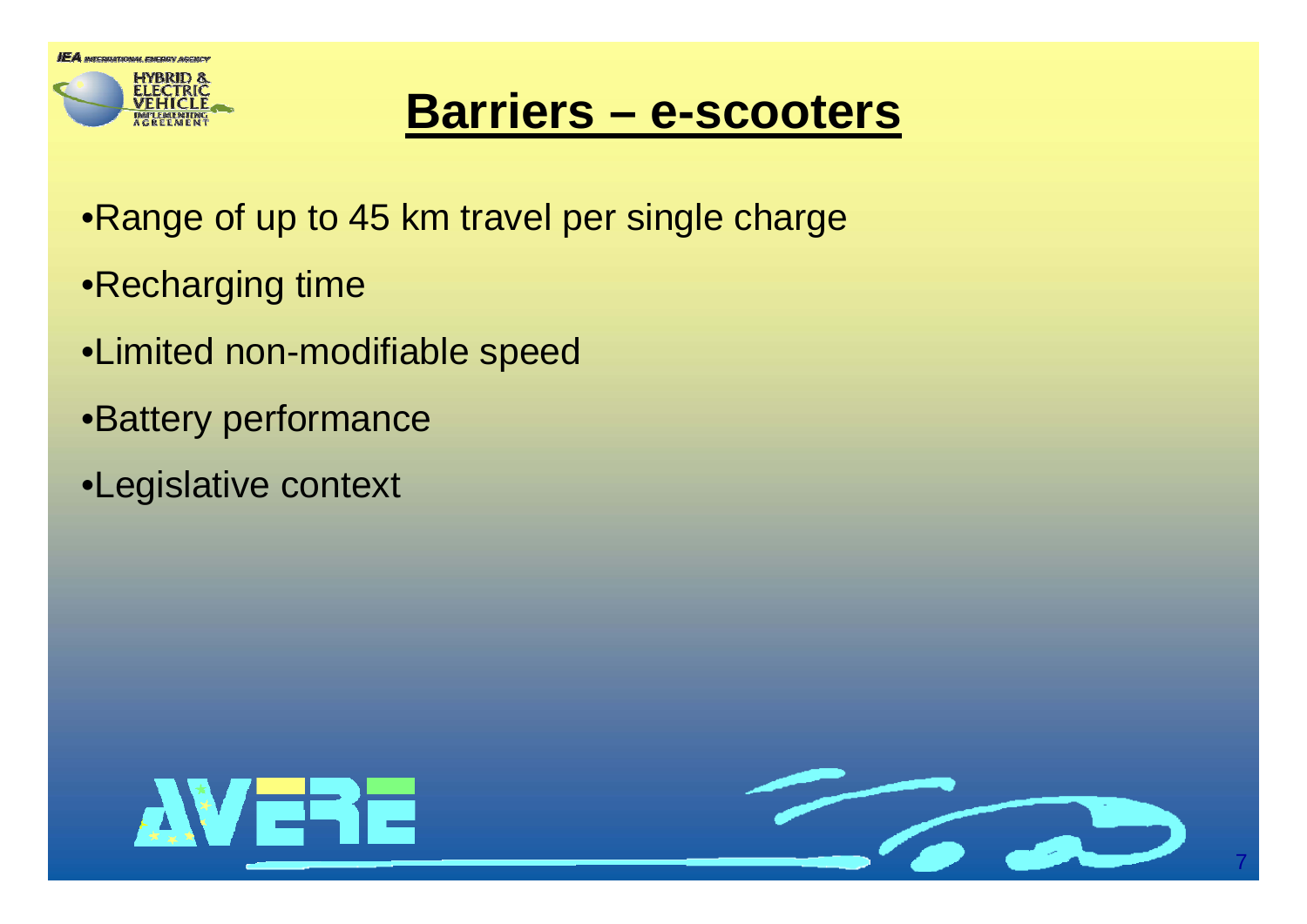## Barriers – e-scooters

- Range of up to 45 km travel per single charge
- Recharging time
- Limited non-modifiable speed
- Battery performance
- Legislative context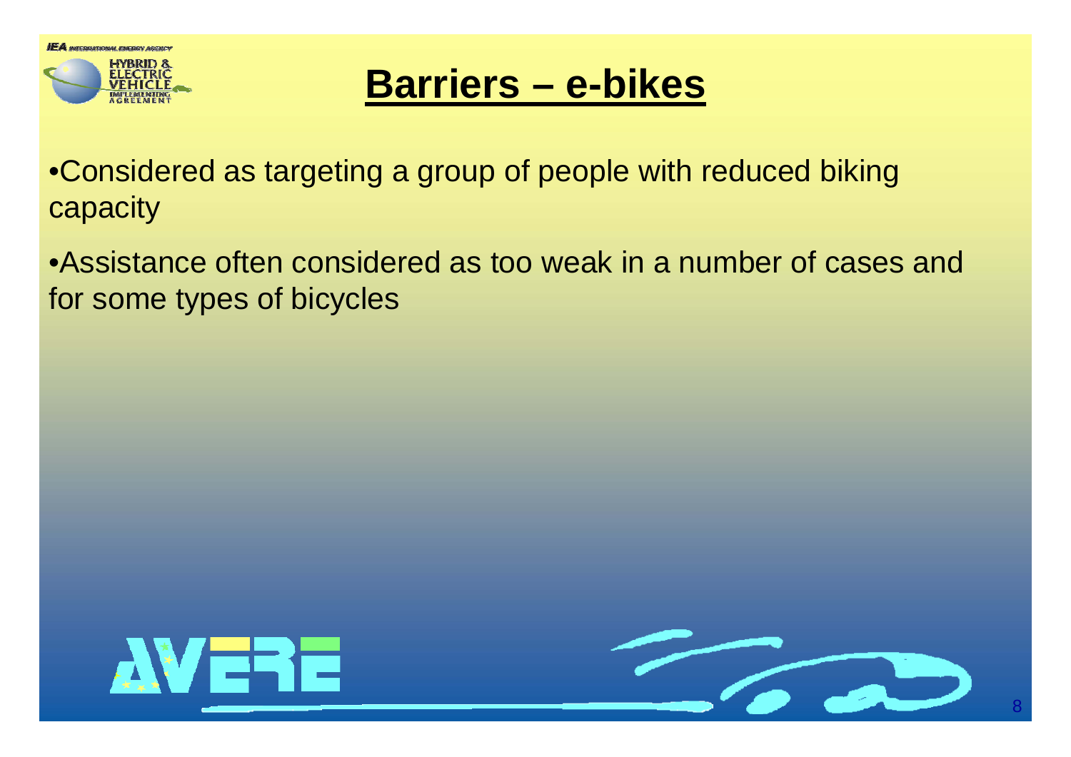# Barriers – e-bikes

- Considered as targeting a group of people with reduced biking capacity
- Assistance often considered as too weak in a number of cases and for some types of bicycles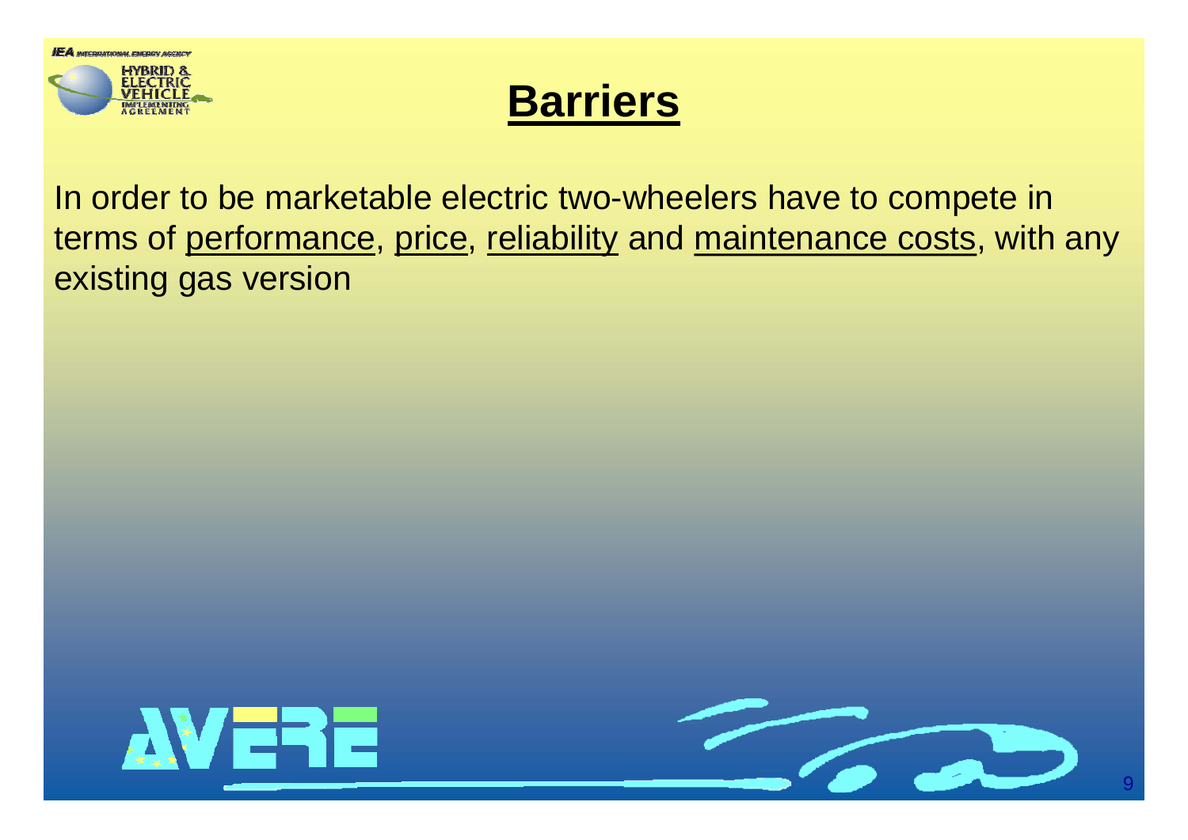# Barriers

In order to be marketable electric two-wheelers have to compete in terms of <u>performance</u>, <u>price</u>, <u>reliability</u> and <u>maintenance costs</u>, with any existing gas version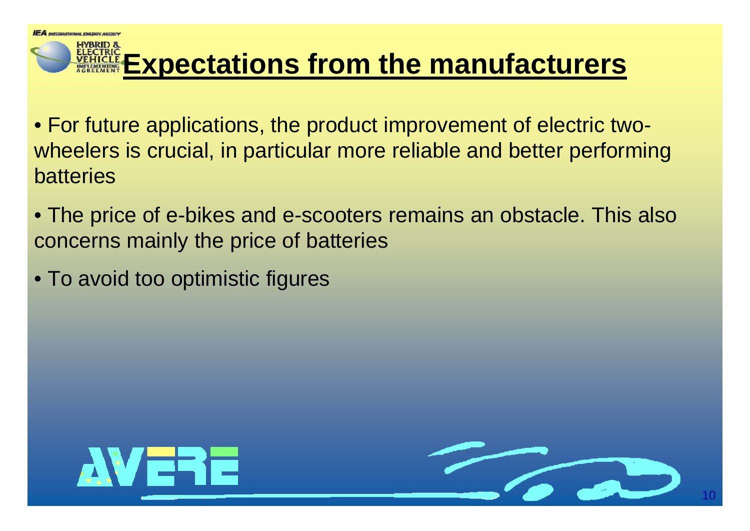# Expectations from the manufacturers

- For future applications, the product improvement of electric two-wheelers is crucial, in particular more reliable and better performing batteries
- The price of e-bikes and e-scooters remains an obstacle. This also concerns mainly the price of batteries
- To avoid too optimistic figures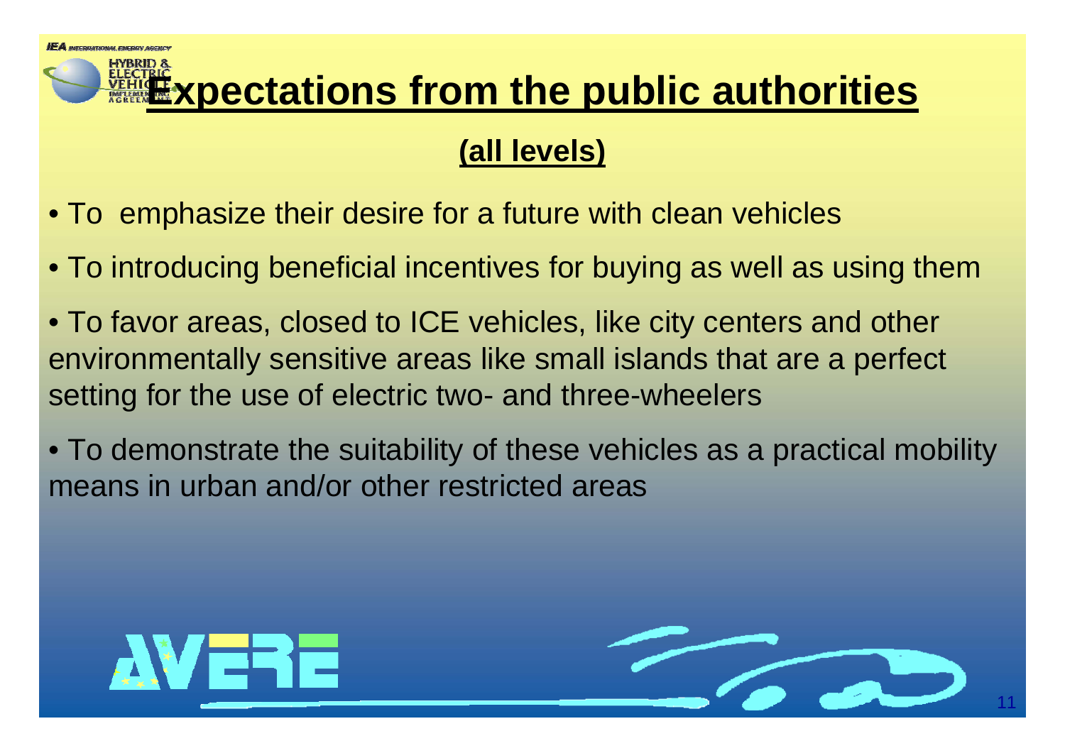# Expectations from the public authorities

## (all levels)

- To  emphasize their desire for a future with clean vehicles
- To introducing beneficial incentives for buying as well as using them
- To favor areas, closed to ICE vehicles, like city centers and other environmentally sensitive areas like small islands that are a perfect setting for the use of electric two- and three-wheelers
- To demonstrate the suitability of these vehicles as a practical mobility means in urban and/or other restricted areas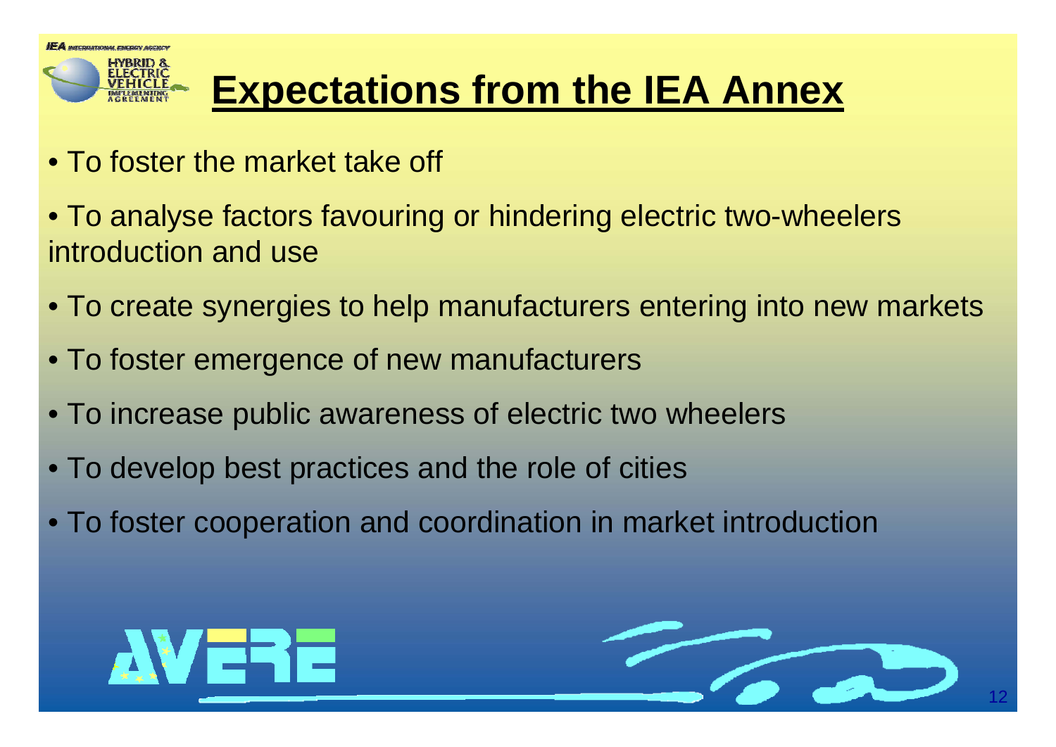# Expectations from the IEA Annex

- To foster the market take off
- To analyse factors favouring or hindering electric two-wheelers introduction and use
- To create synergies to help manufacturers entering into new markets
- To foster emergence of new manufacturers
- To increase public awareness of electric two wheelers
- To develop best practices and the role of cities
- To foster cooperation and coordination in market introduction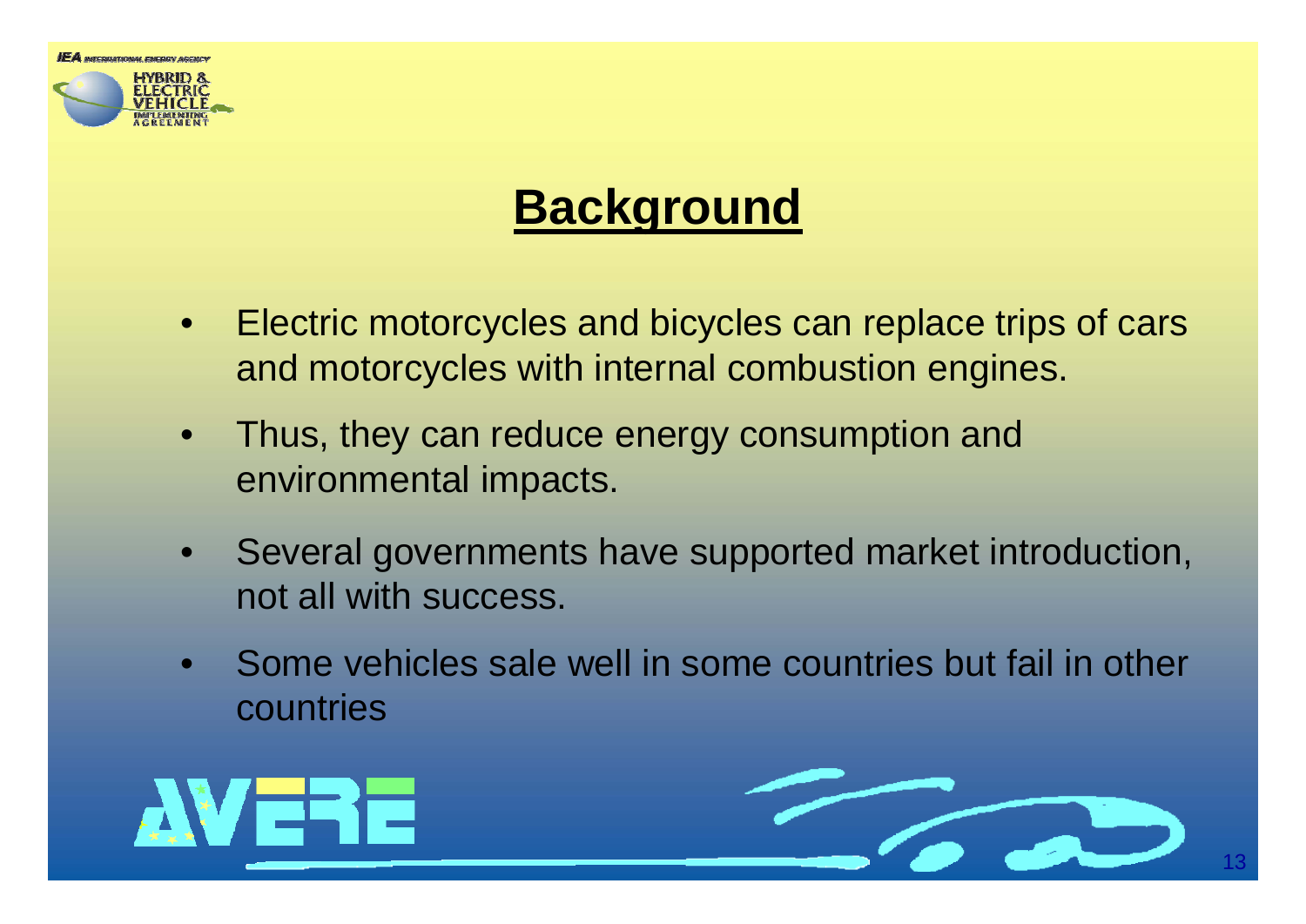# Background

- Electric motorcycles and bicycles can replace trips of cars and motorcycles with internal combustion engines.
- Thus, they can reduce energy consumption and environmental impacts.
- Several governments have supported market introduction, not all with success.
- Some vehicles sale well in some countries but fail in other countries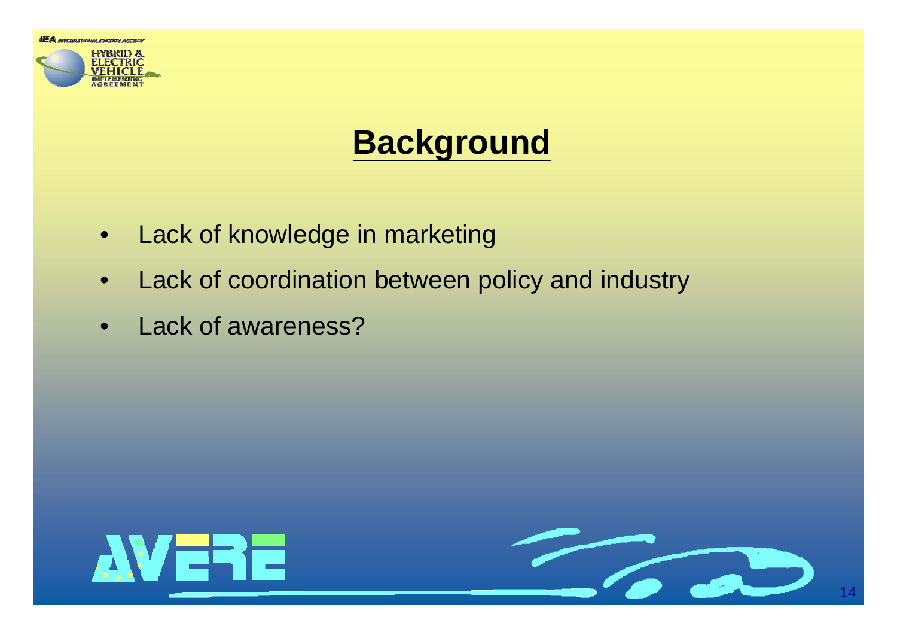# Background

- Lack of knowledge in marketing
- Lack of coordination between policy and industry
- Lack of awareness?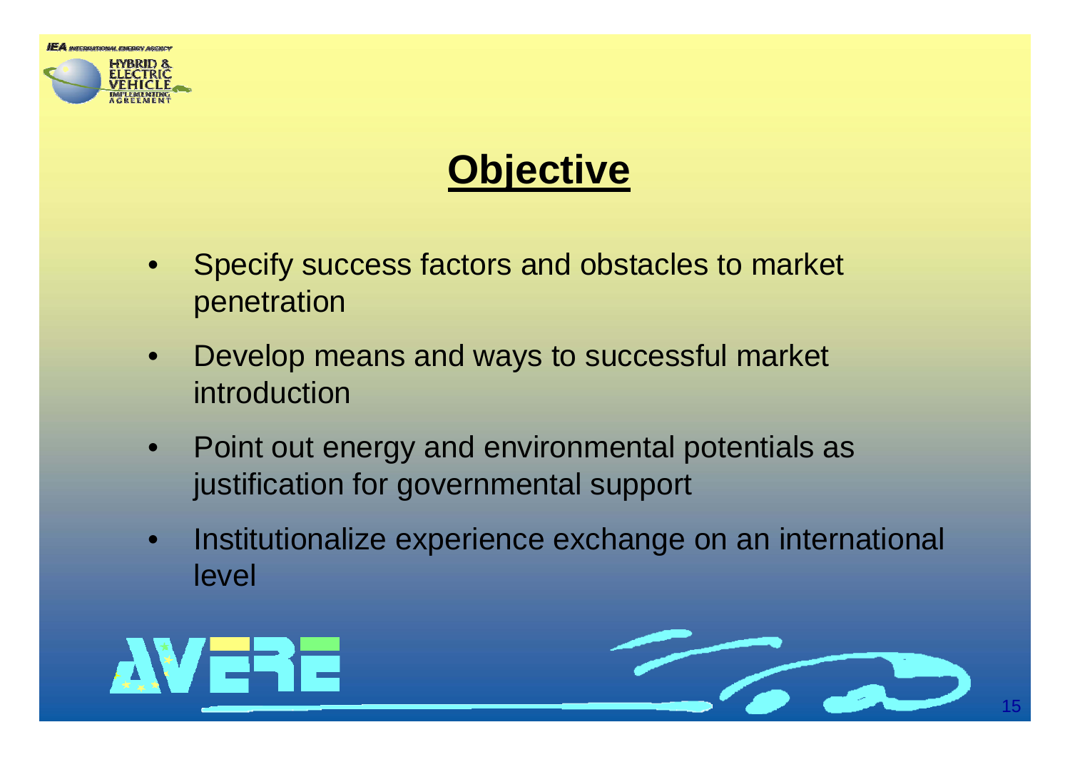# Objective

- Specify success factors and obstacles to market penetration
- Develop means and ways to successful market introduction
- Point out energy and environmental potentials as justification for governmental support
- Institutionalize experience exchange on an international level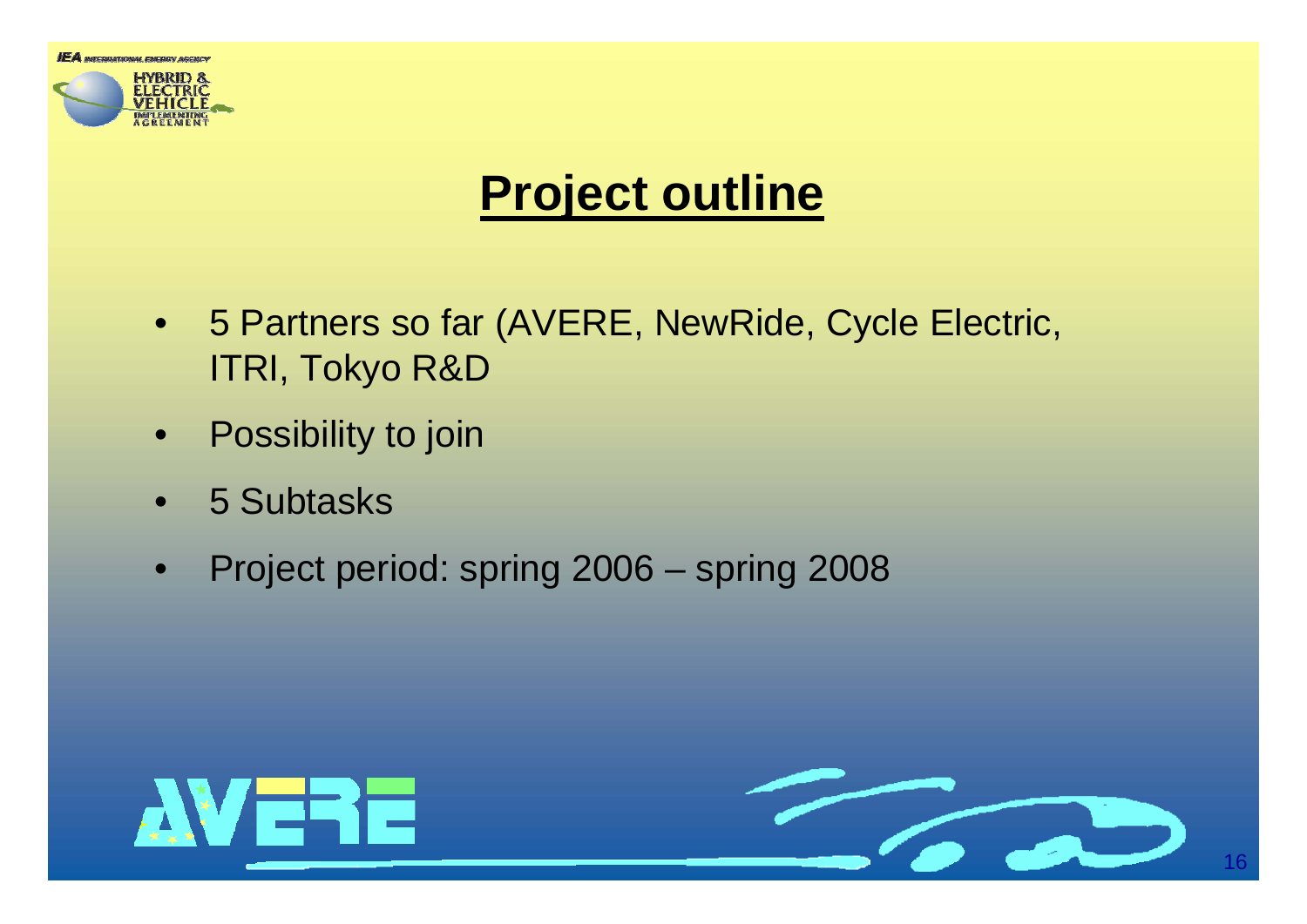# Project outline

- 5 Partners so far (AVERE, NewRide, Cycle Electric, ITRI, Tokyo R&D
- Possibility to join
- 5 Subtasks
- Project period: spring 2006 – spring 2008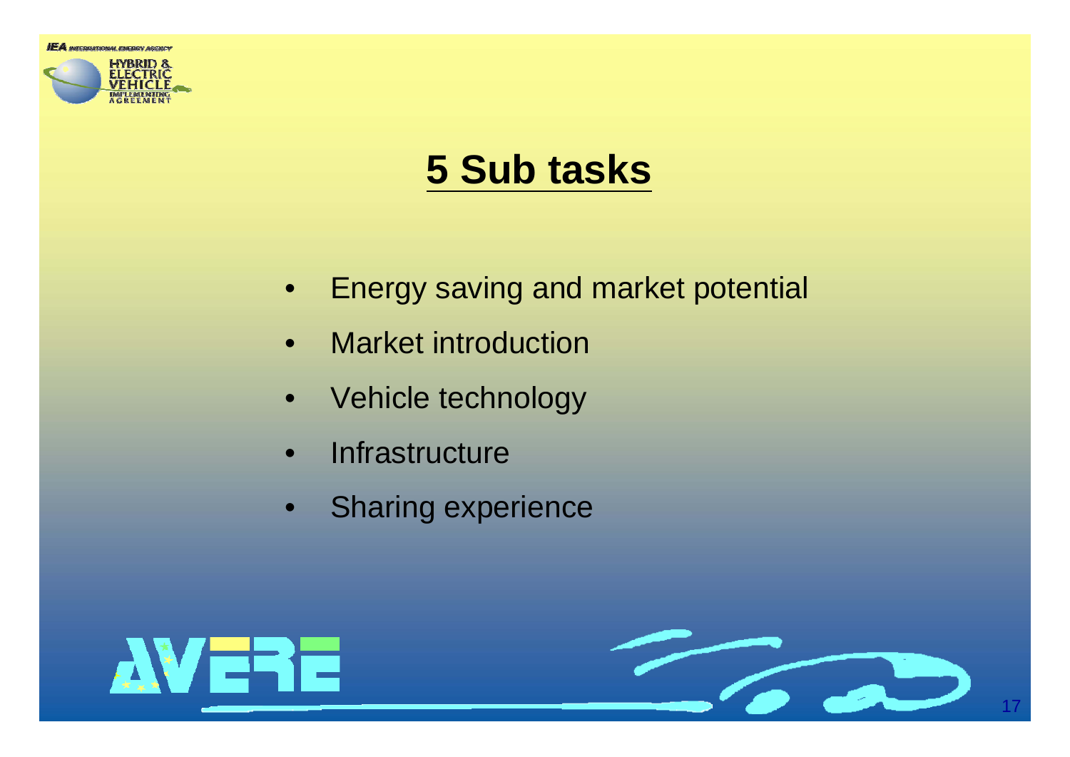# 5 Sub tasks

- Energy saving and market potential
- Market introduction
- Vehicle technology
- Infrastructure
- Sharing experience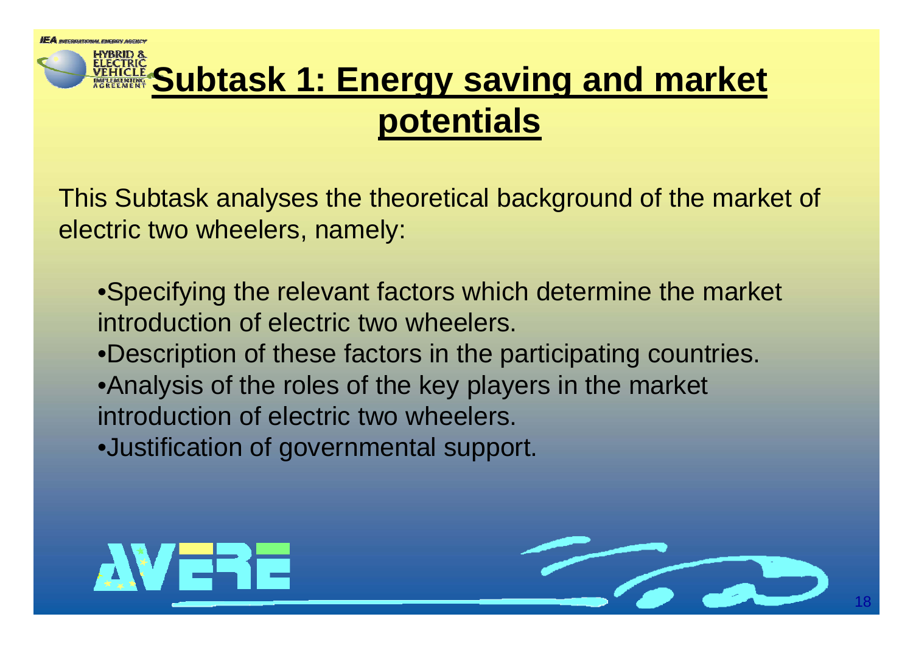# Subtask 1: Energy saving and market potentials

This Subtask analyses the theoretical background of the market of electric two wheelers, namely:

- Specifying the relevant factors which determine the market introduction of electric two wheelers.
- Description of these factors in the participating countries.
- Analysis of the roles of the key players in the market introduction of electric two wheelers.
- Justification of governmental support.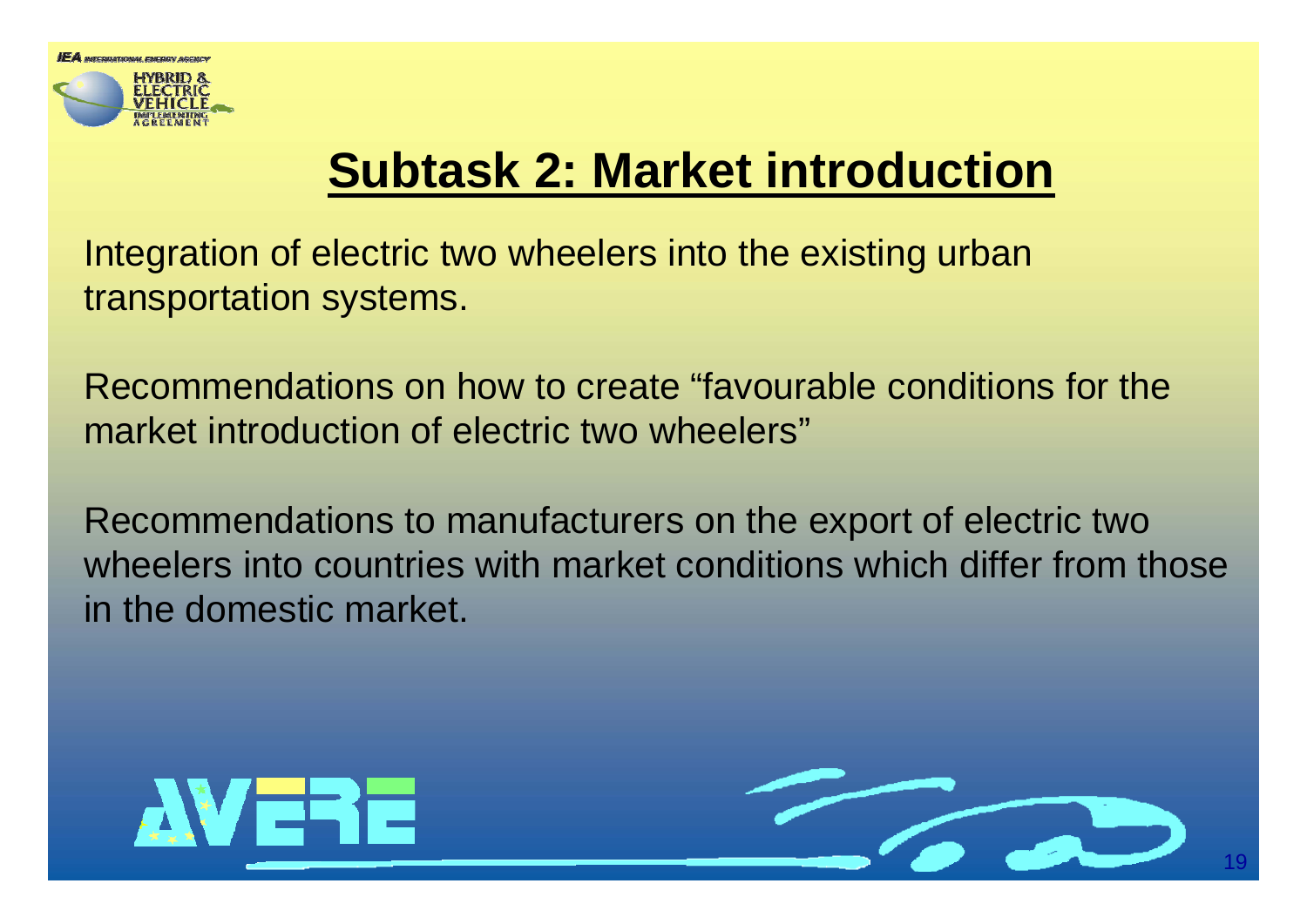# Subtask 2: Market introduction

Integration of electric two wheelers into the existing urban transportation systems.

Recommendations on how to create “favourable conditions for the market introduction of electric two wheelers”

Recommendations to manufacturers on the export of electric two wheelers into countries with market conditions which differ from those in the domestic market.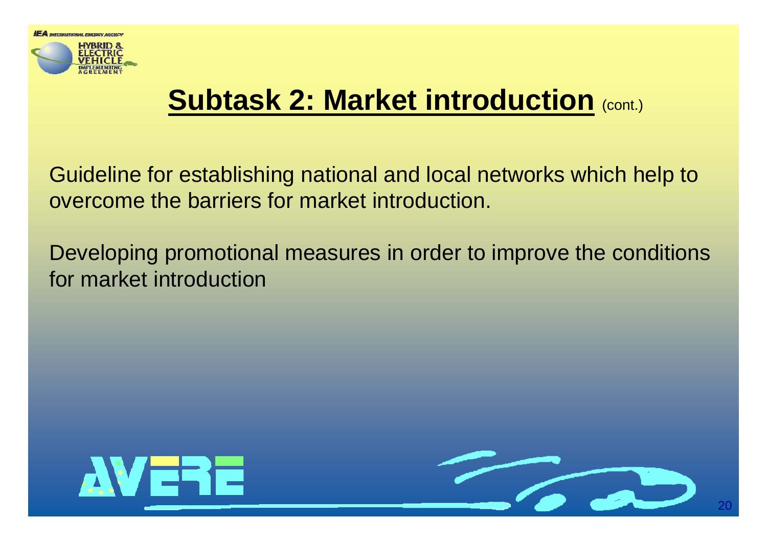# Subtask 2: Market introduction (cont.)

Guideline for establishing national and local networks which help to overcome the barriers for market introduction.

Developing promotional measures in order to improve the conditions for market introduction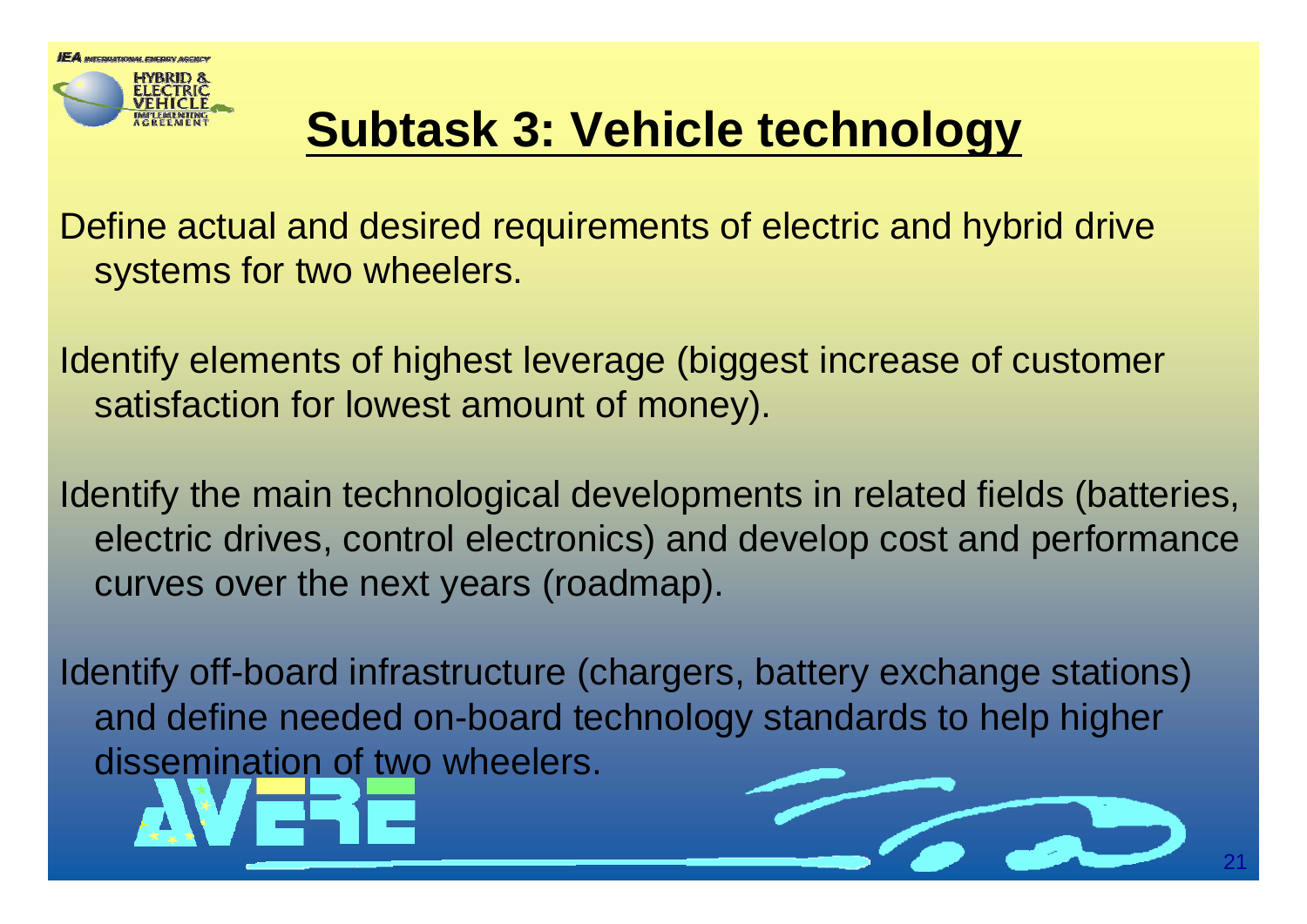# Subtask 3: Vehicle technology

Define actual and desired requirements of electric and hybrid drive systems for two wheelers.

Identify elements of highest leverage (biggest increase of customer satisfaction for lowest amount of money).

Identify the main technological developments in related fields (batteries, electric drives, control electronics) and develop cost and performance curves over the next years (roadmap).

Identify off-board infrastructure (chargers, battery exchange stations) and define needed on-board technology standards to help higher dissemination of two wheelers.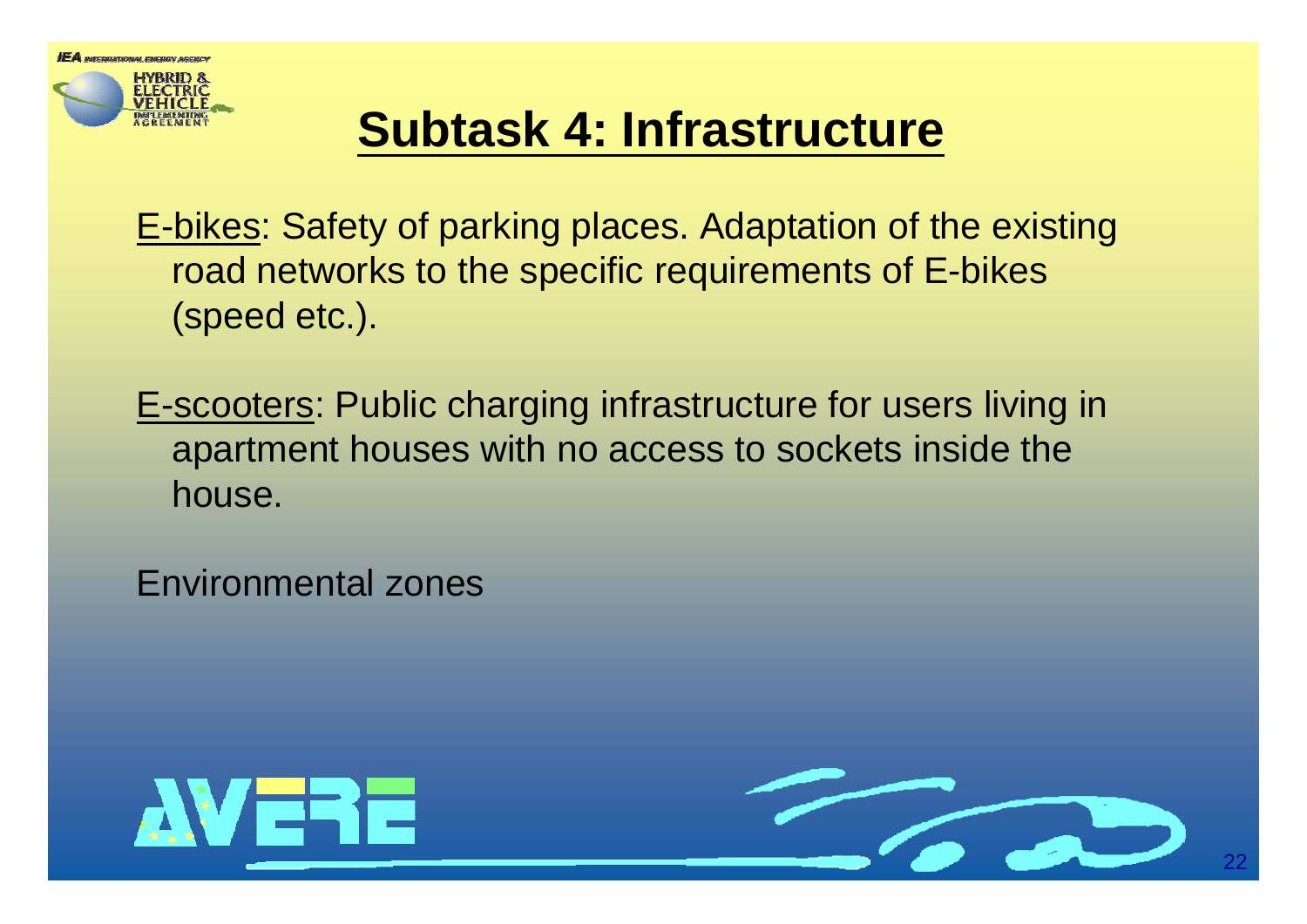# Subtask 4: Infrastructure

E-bikes: Safety of parking places. Adaptation of the existing road networks to the specific requirements of E-bikes (speed etc.).

E-scooters: Public charging infrastructure for users living in apartment houses with no access to sockets inside the house.

Environmental zones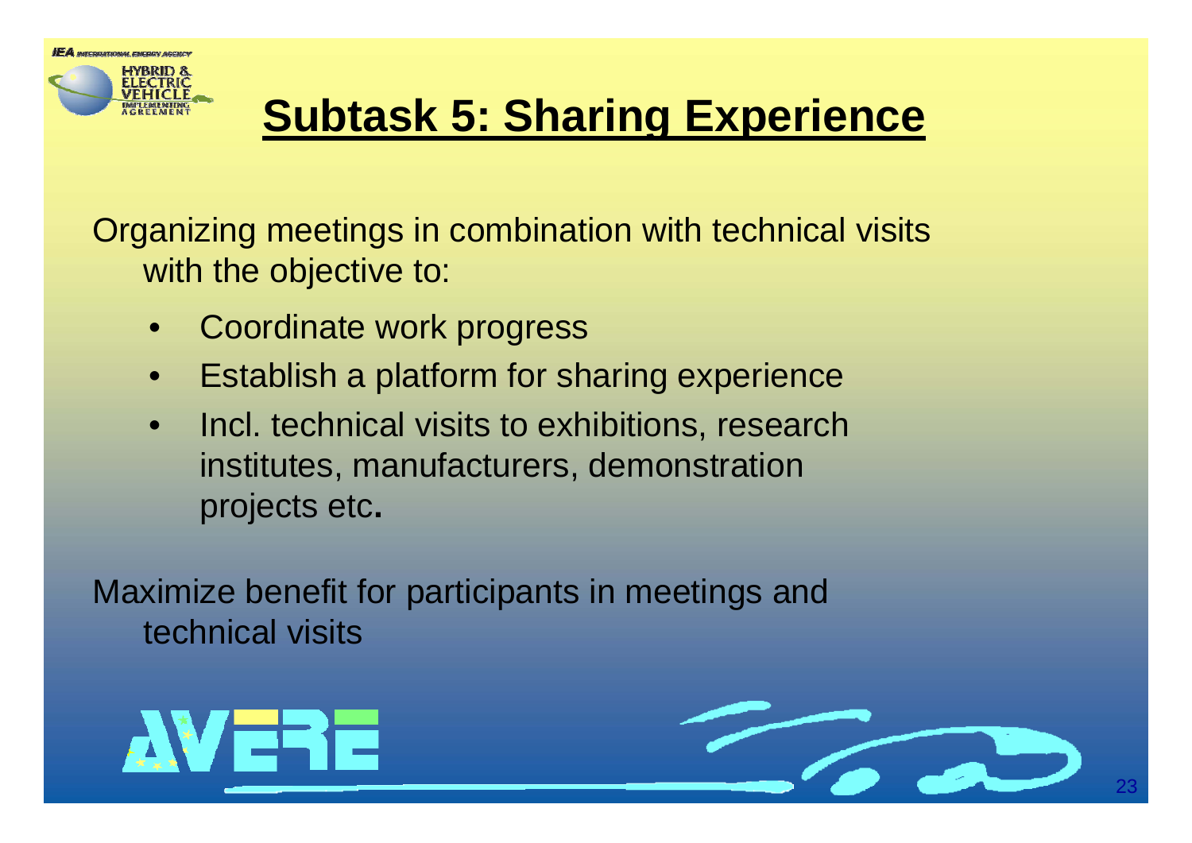# Subtask 5: Sharing Experience

Organizing meetings in combination with technical visits with the objective to:

- Coordinate work progress
- Establish a platform for sharing experience
- Incl. technical visits to exhibitions, research institutes, manufacturers, demonstration projects etc**.**

Maximize benefit for participants in meetings and technical visits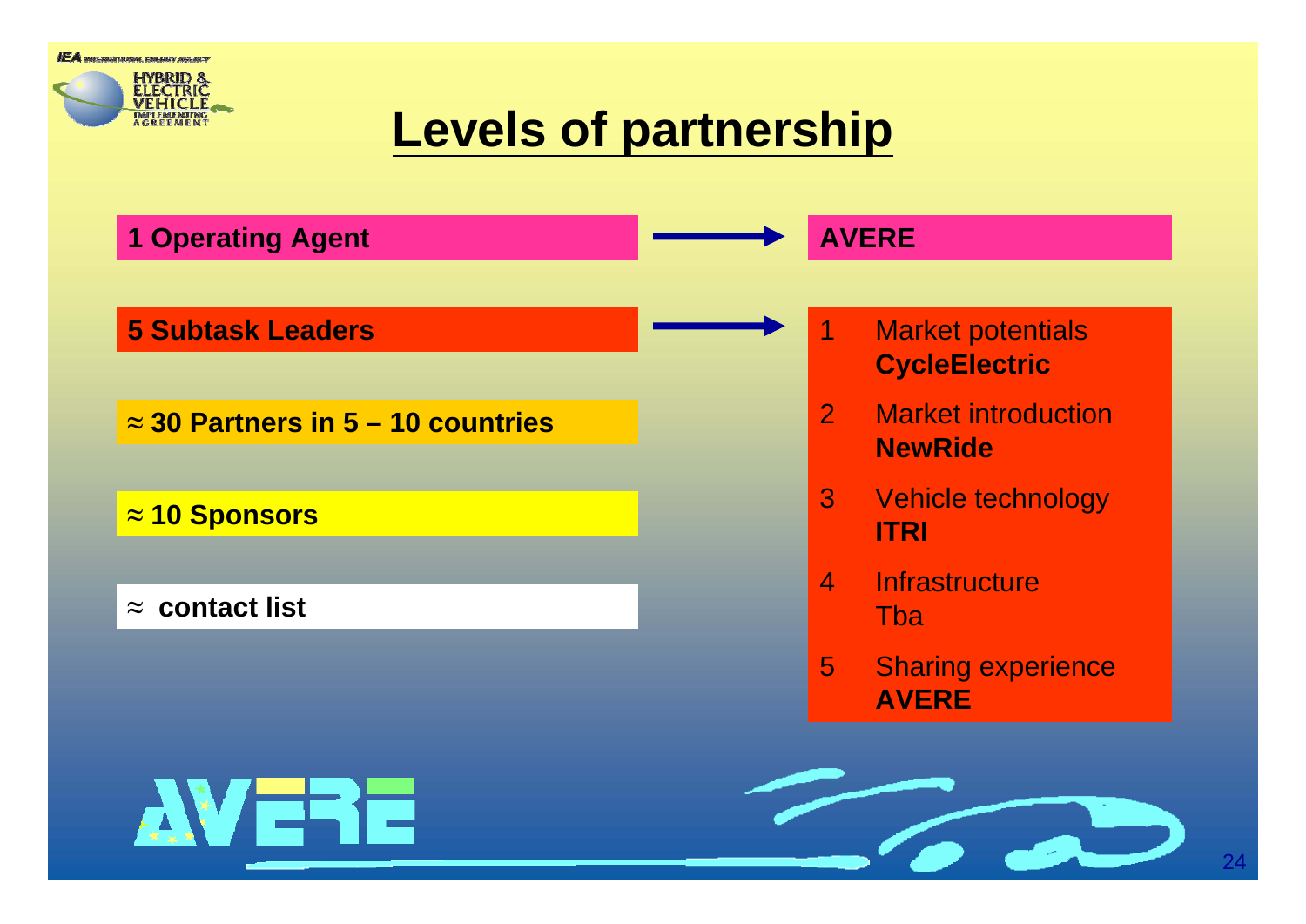# Levels of partnership

**1 Operating Agent** → **AVERE**

**5 Subtask Leaders** →

1. Market potentials **CycleElectric**
2. Market introduction **NewRide**
3. Vehicle technology **ITRI**
4. Infrastructure Tba
5. Sharing experience **AVERE**

**≈ 30 Partners in 5 – 10 countries**

**≈ 10 Sponsors**

**≈ contact list**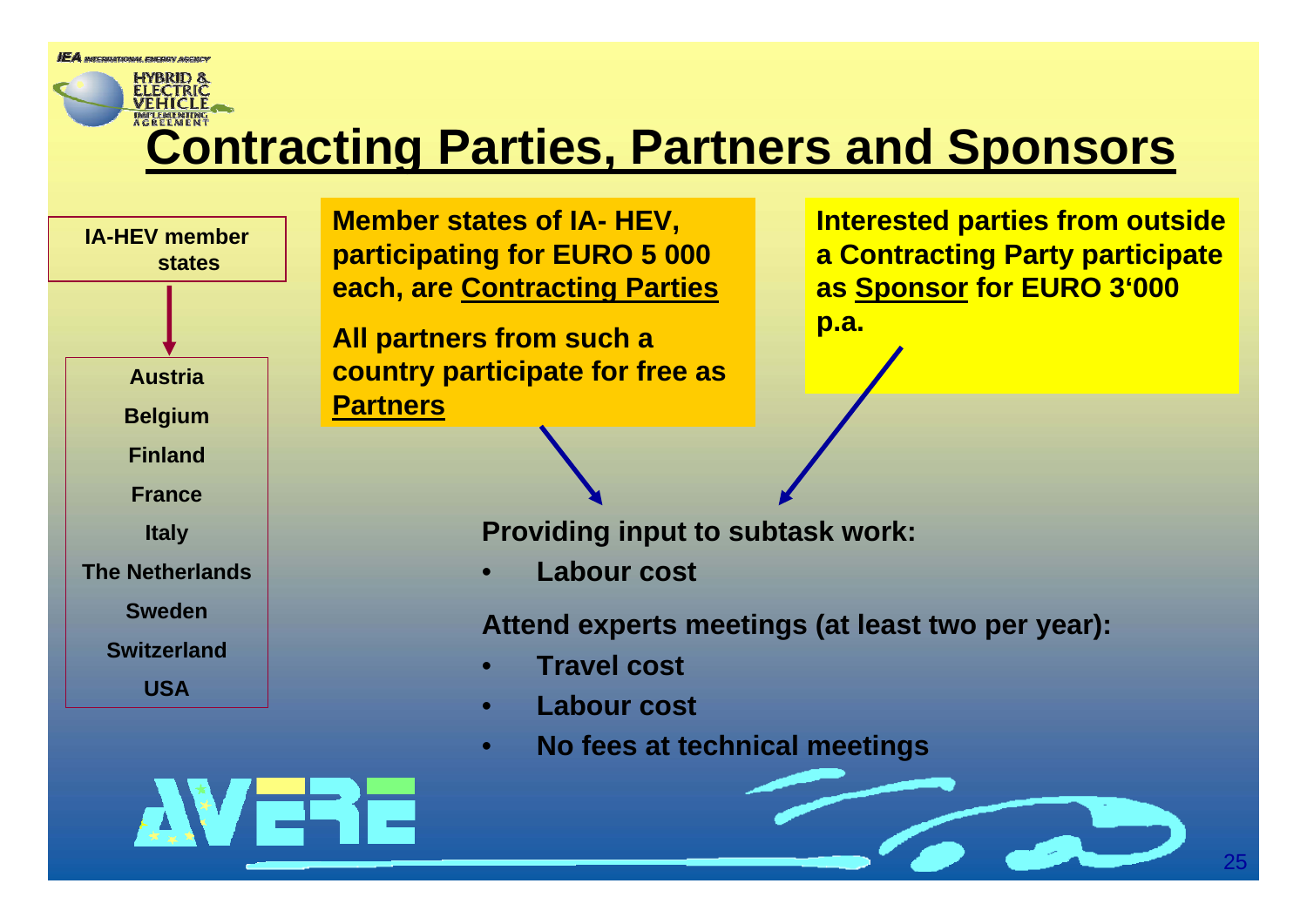# Contracting Parties, Partners and Sponsors

**IA-HEV member states**

- Austria
- Belgium
- Finland
- France
- Italy
- The Netherlands
- Sweden
- Switzerland
- USA

**Member states of IA- HEV, participating for EURO 5 000 each, are <u>Contracting Parties</u>**

**All partners from such a country participate for free as <u>Partners</u>**

**Interested parties from outside a Contracting Party participate as <u>Sponsor</u> for EURO 3'000 p.a.**

**Providing input to subtask work:**

- **Labour cost**

**Attend experts meetings (at least two per year):**

- **Travel cost**
- **Labour cost**
- **No fees at technical meetings**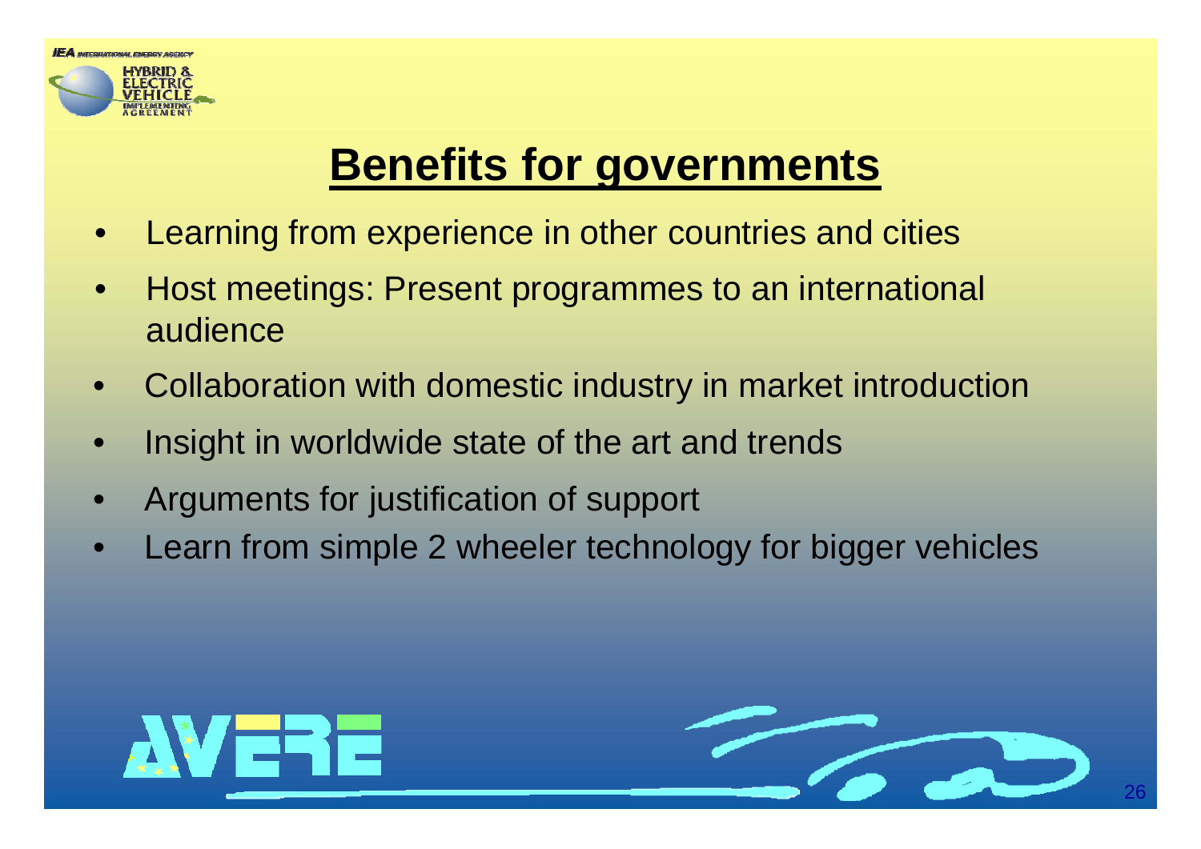# Benefits for governments

- Learning from experience in other countries and cities
- Host meetings: Present programmes to an international audience
- Collaboration with domestic industry in market introduction
- Insight in worldwide state of the art and trends
- Arguments for justification of support
- Learn from simple 2 wheeler technology for bigger vehicles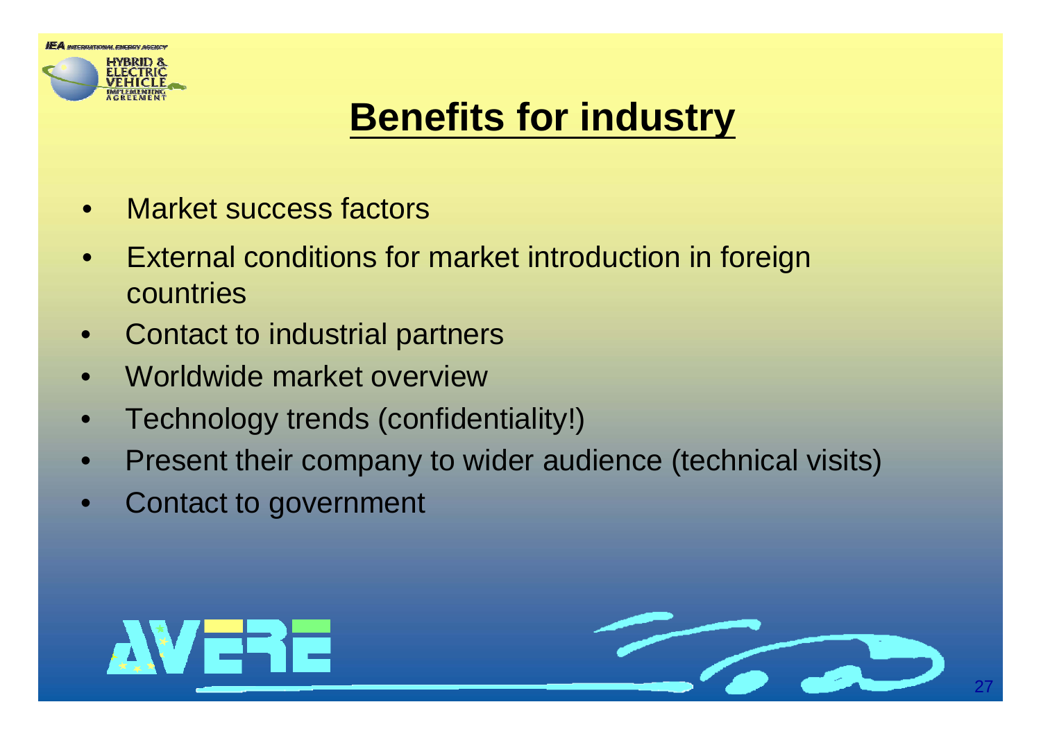# Benefits for industry

- Market success factors
- External conditions for market introduction in foreign countries
- Contact to industrial partners
- Worldwide market overview
- Technology trends (confidentiality!)
- Present their company to wider audience (technical visits)
- Contact to government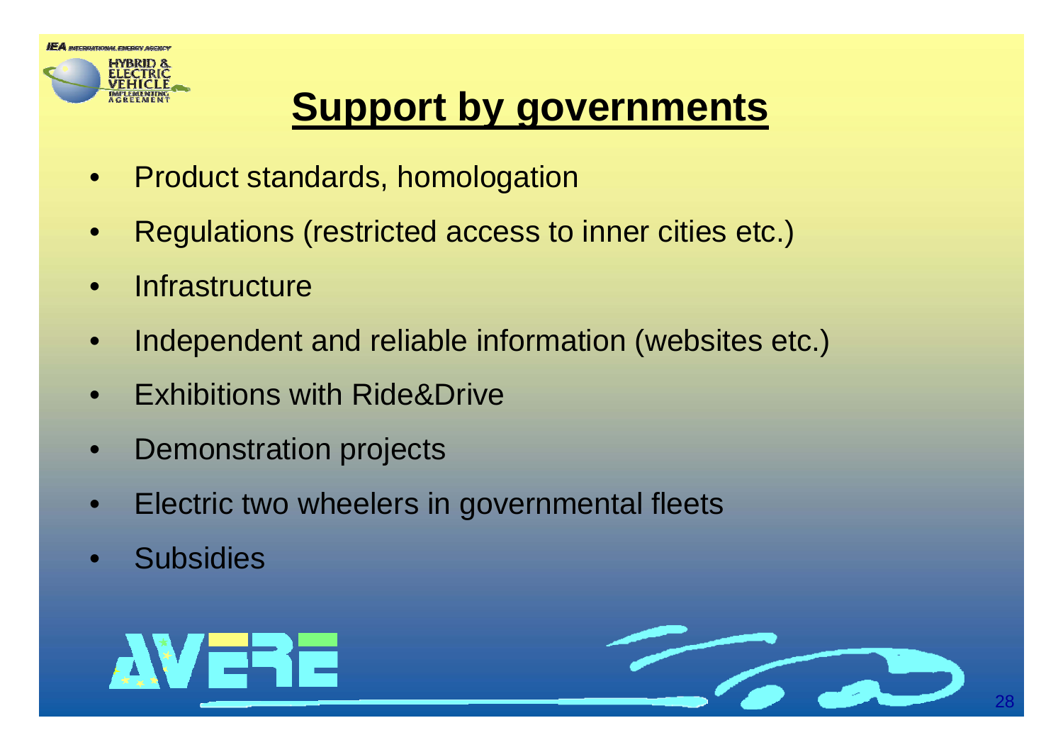# Support by governments

- Product standards, homologation
- Regulations (restricted access to inner cities etc.)
- Infrastructure
- Independent and reliable information (websites etc.)
- Exhibitions with Ride&Drive
- Demonstration projects
- Electric two wheelers in governmental fleets
- Subsidies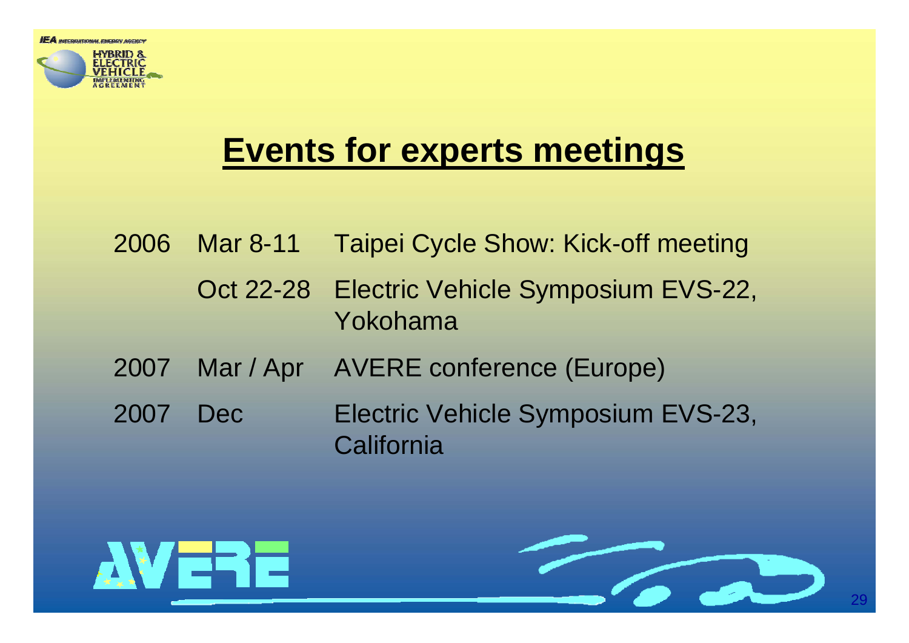# Events for experts meetings

| | | |
|---|---|---|
| 2006 | Mar 8-11 | Taipei Cycle Show: Kick-off meeting |
| | Oct 22-28 | Electric Vehicle Symposium EVS-22, Yokohama |
| 2007 | Mar / Apr | AVERE conference (Europe) |
| 2007 | Dec | Electric Vehicle Symposium EVS-23, California |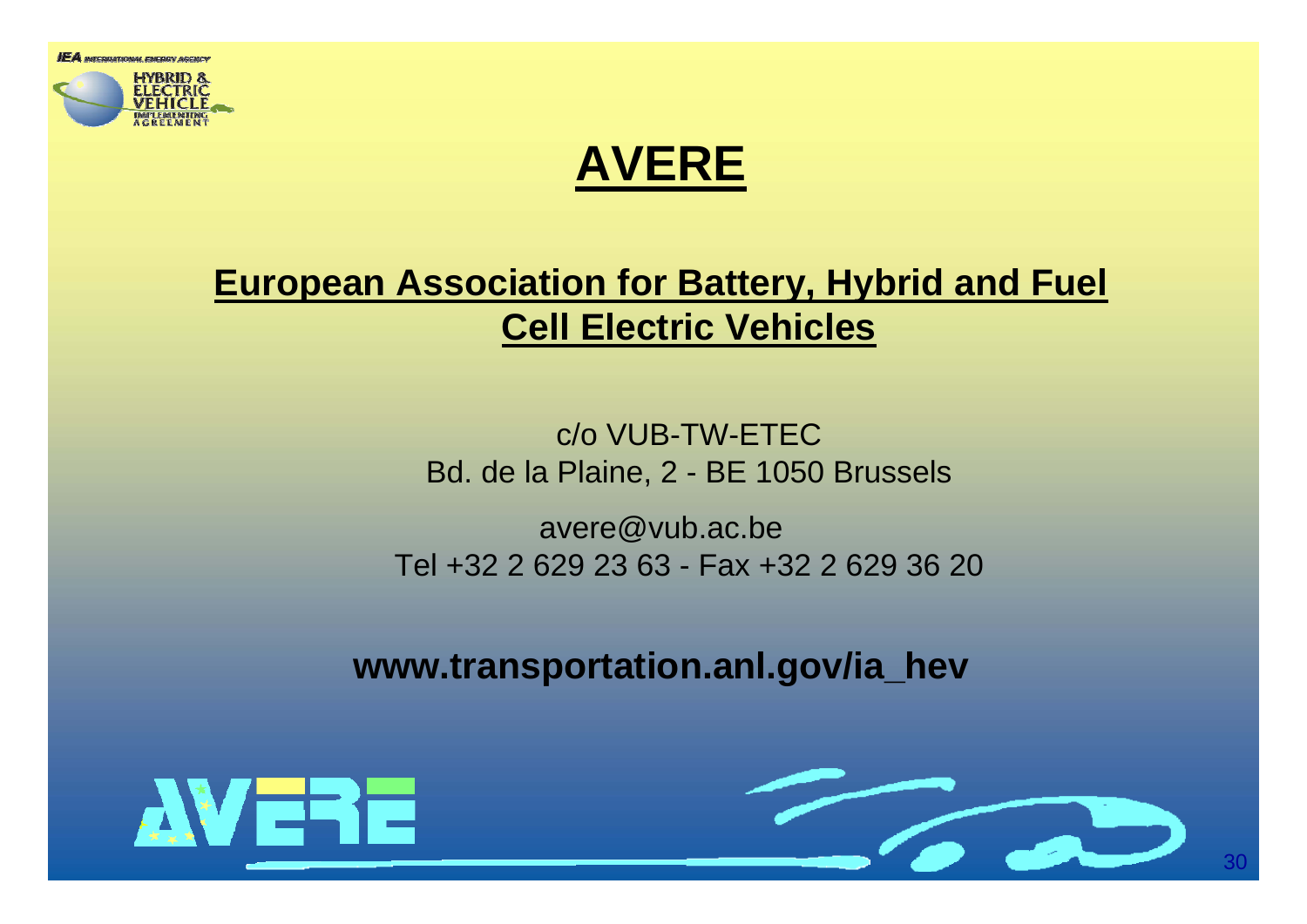# AVERE

## European Association for Battery, Hybrid and Fuel Cell Electric Vehicles

c/o VUB-TW-ETEC
Bd. de la Plaine, 2 - BE 1050 Brussels

avere@vub.ac.be
Tel +32 2 629 23 63 - Fax +32 2 629 36 20

**www.transportation.anl.gov/ia_hev**